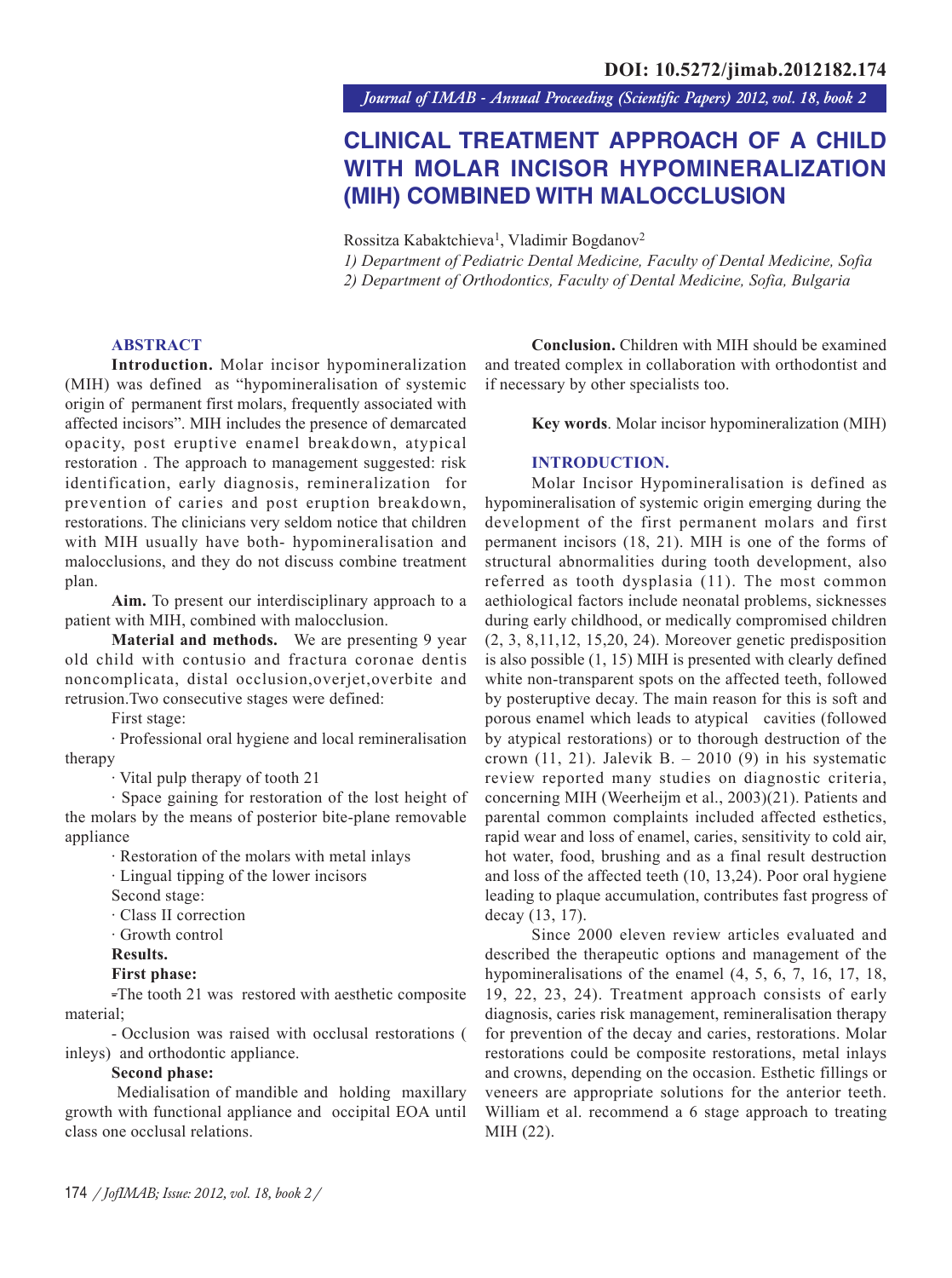DOI: 10.5272/jimab.2012182.174

# CLINICAL TREATMENT APPROACH OF A CHILD WITH MOLAR INCISOR HYPOMINERALIZATION (MIH) COMBINED WITH MALOCCLUSION

Rossitza Kabaktchieva[1], Vladimir Bogdanov[2]

*1) Department of Pediatric Dental Medicine, Faculty of Dental Medicine, Sofia*
*2) Department of Orthodontics, Faculty of Dental Medicine, Sofia, Bulgaria*

## ABSTRACT

**Introduction.** Molar incisor hypomineralization (MIH) was defined as "hypomineralisation of systemic origin of permanent first molars, frequently associated with affected incisors". MIH includes the presence of demarcated opacity, post eruptive enamel breakdown, atypical restoration . The approach to management suggested: risk identification, early diagnosis, remineralization for prevention of caries and post eruption breakdown, restorations. The clinicians very seldom notice that children with MIH usually have both- hypomineralisation and malocclusions, and they do not discuss combine treatment plan.

**Aim.** To present our interdisciplinary approach to a patient with MIH, combined with malocclusion.

**Material and methods.** We are presenting 9 year old child with contusio and fractura coronae dentis noncomplicata, distal occlusion,overjet,overbite and retrusion.Two consecutive stages were defined:

First stage:

· Professional oral hygiene and local remineralisation therapy

· Vital pulp therapy of tooth 21

· Space gaining for restoration of the lost height of the molars by the means of posterior bite-plane removable appliance

· Restoration of the molars with metal inlays

· Lingual tipping of the lower incisors

Second stage:

· Class II correction

· Growth control

**Results.**

**First phase:**

-The tooth 21 was restored with aesthetic composite material;

- Occlusion was raised with occlusal restorations ( inleys) and orthodontic appliance.

**Second phase:**

Medialisation of mandible and holding maxillary growth with functional appliance and occipital EOA until class one occlusal relations.

**Conclusion.** Children with MIH should be examined and treated complex in collaboration with orthodontist and if necessary by other specialists too.

**Key words**. Molar incisor hypomineralization (MIH)

## INTRODUCTION.

Molar Incisor Hypomineralisation is defined as hypomineralisation of systemic origin emerging during the development of the first permanent molars and first permanent incisors (18, 21). MIH is one of the forms of structural abnormalities during tooth development, also referred as tooth dysplasia (11). The most common aethiological factors include neonatal problems, sicknesses during early childhood, or medically compromised children (2, 3, 8,11,12, 15,20, 24). Moreover genetic predisposition is also possible (1, 15) MIH is presented with clearly defined white non-transparent spots on the affected teeth, followed by posteruptive decay. The main reason for this is soft and porous enamel which leads to atypical cavities (followed by atypical restorations) or to thorough destruction of the crown (11, 21). Jalevik B. – 2010 (9) in his systematic review reported many studies on diagnostic criteria, concerning MIH (Weerheijm et al., 2003)(21). Patients and parental common complaints included affected esthetics, rapid wear and loss of enamel, caries, sensitivity to cold air, hot water, food, brushing and as a final result destruction and loss of the affected teeth (10, 13,24). Poor oral hygiene leading to plaque accumulation, contributes fast progress of decay (13, 17).

Since 2000 eleven review articles evaluated and described the therapeutic options and management of the hypomineralisations of the enamel (4, 5, 6, 7, 16, 17, 18, 19, 22, 23, 24). Treatment approach consists of early diagnosis, caries risk management, remineralisation therapy for prevention of the decay and caries, restorations. Molar restorations could be composite restorations, metal inlays and crowns, depending on the occasion. Esthetic fillings or veneers are appropriate solutions for the anterior teeth. William et al. recommend a 6 stage approach to treating MIH (22).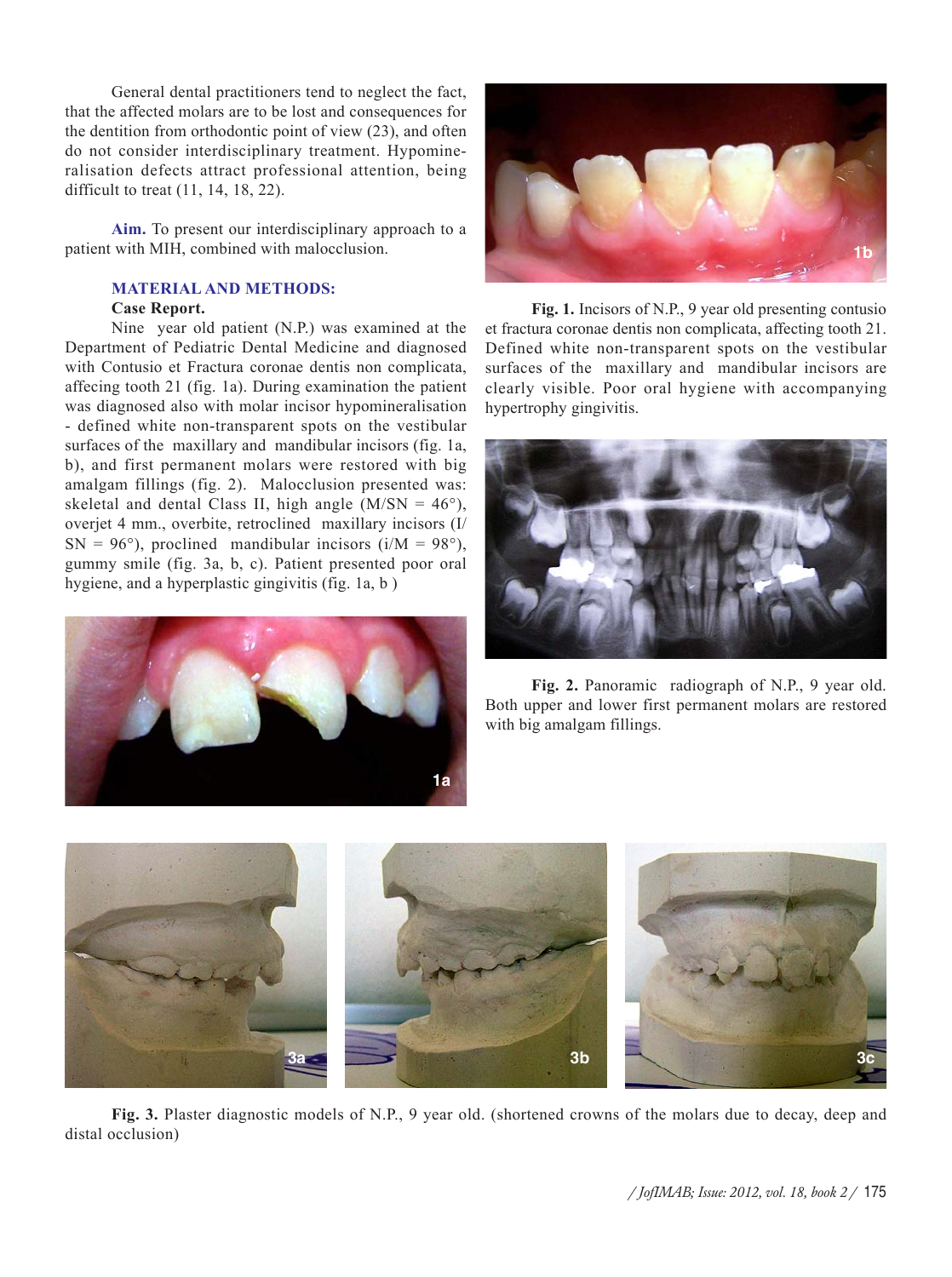General dental practitioners tend to neglect the fact, that the affected molars are to be lost and consequences for the dentition from orthodontic point of view (23), and often do not consider interdisciplinary treatment. Hypomineralisation defects attract professional attention, being difficult to treat (11, 14, 18, 22).

**Aim.** To present our interdisciplinary approach to a patient with MIH, combined with malocclusion.

## MATERIAL AND METHODS:

### Case Report.

Nine year old patient (N.P.) was examined at the Department of Pediatric Dental Medicine and diagnosed with Contusio et Fractura coronae dentis non complicata, affecing tooth 21 (fig. 1a). During examination the patient was diagnosed also with molar incisor hypomineralisation - defined white non-transparent spots on the vestibular surfaces of the maxillary and mandibular incisors (fig. 1a, b), and first permanent molars were restored with big amalgam fillings (fig. 2). Malocclusion presented was: skeletal and dental Class II, high angle (M/SN = 46°), overjet 4 mm., overbite, retroclined maxillary incisors (I/SN = 96°), proclined mandibular incisors (i/M = 98°), gummy smile (fig. 3a, b, c). Patient presented poor oral hygiene, and a hyperplastic gingivitis (fig. 1a, b )

**Fig. 1.** Incisors of N.P., 9 year old presenting contusio et fractura coronae dentis non complicata, affecting tooth 21. Defined white non-transparent spots on the vestibular surfaces of the maxillary and mandibular incisors are clearly visible. Poor oral hygiene with accompanying hypertrophy gingivitis.

**Fig. 2.** Panoramic radiograph of N.P., 9 year old. Both upper and lower first permanent molars are restored with big amalgam fillings.

**Fig. 3.** Plaster diagnostic models of N.P., 9 year old. (shortened crowns of the molars due to decay, deep and distal occlusion)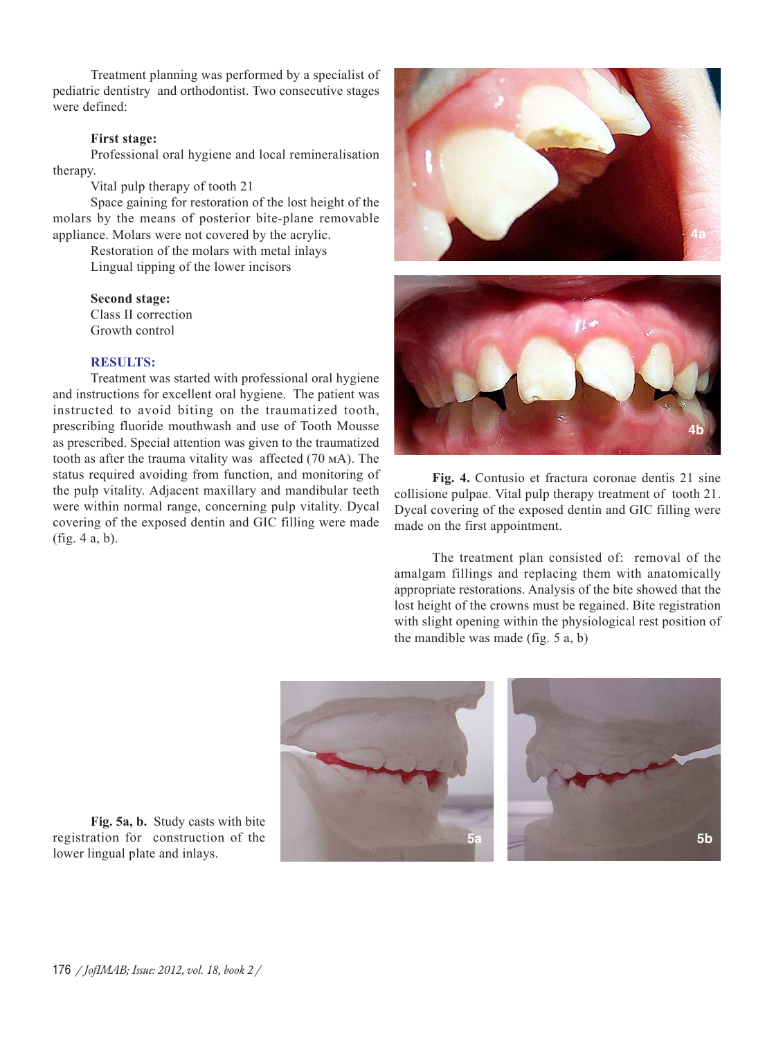Treatment planning was performed by a specialist of pediatric dentistry and orthodontist. Two consecutive stages were defined:

**First stage:**

Professional oral hygiene and local remineralisation therapy.

Vital pulp therapy of tooth 21

Space gaining for restoration of the lost height of the molars by the means of posterior bite-plane removable appliance. Molars were not covered by the acrylic.

Restoration of the molars with metal inlays

Lingual tipping of the lower incisors

**Second stage:**

Class II correction

Growth control

## RESULTS:

Treatment was started with professional oral hygiene and instructions for excellent oral hygiene. The patient was instructed to avoid biting on the traumatized tooth, prescribing fluoride mouthwash and use of Tooth Mousse as prescribed. Special attention was given to the traumatized tooth as after the trauma vitality was affected (70 мA). The status required avoiding from function, and monitoring of the pulp vitality. Adjacent maxillary and mandibular teeth were within normal range, concerning pulp vitality. Dycal covering of the exposed dentin and GIC filling were made (fig. 4 a, b).

**Fig. 4.** Contusio et fractura coronae dentis 21 sine collisione pulpae. Vital pulp therapy treatment of tooth 21. Dycal covering of the exposed dentin and GIC filling were made on the first appointment.

The treatment plan consisted of: removal of the amalgam fillings and replacing them with anatomically appropriate restorations. Analysis of the bite showed that the lost height of the crowns must be regained. Bite registration with slight opening within the physiological rest position of the mandible was made (fig. 5 a, b)

**Fig. 5a, b.** Study casts with bite registration for construction of the lower lingual plate and inlays.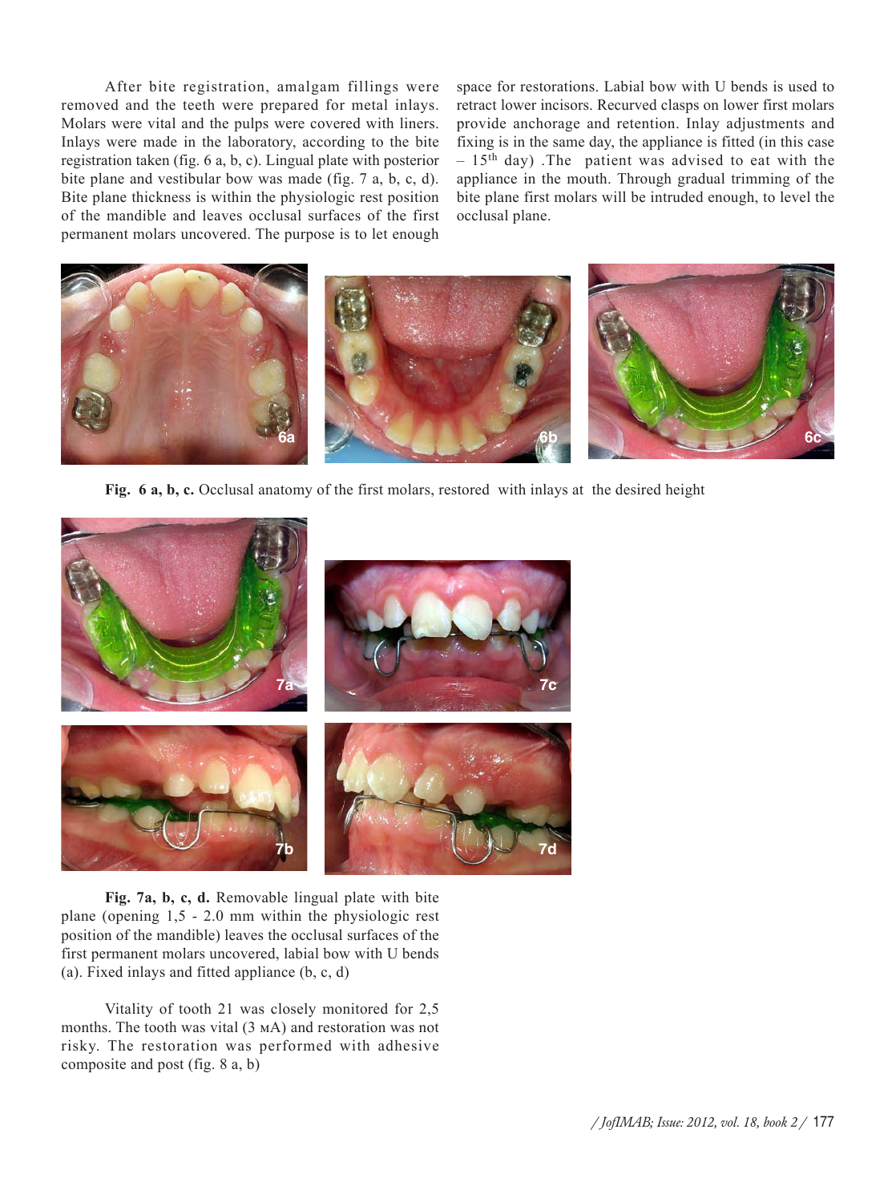After bite registration, amalgam fillings were removed and the teeth were prepared for metal inlays. Molars were vital and the pulps were covered with liners. Inlays were made in the laboratory, according to the bite registration taken (fig. 6 a, b, c). Lingual plate with posterior bite plane and vestibular bow was made (fig. 7 a, b, c, d). Bite plane thickness is within the physiologic rest position of the mandible and leaves occlusal surfaces of the first permanent molars uncovered. The purpose is to let enough space for restorations. Labial bow with U bends is used to retract lower incisors. Recurved clasps on lower first molars provide anchorage and retention. Inlay adjustments and fixing is in the same day, the appliance is fitted (in this case – 15th day) .The patient was advised to eat with the appliance in the mouth. Through gradual trimming of the bite plane first molars will be intruded enough, to level the occlusal plane.

**Fig. 6 a, b, c.** Occlusal anatomy of the first molars, restored with inlays at the desired height

**Fig. 7a, b, c, d.** Removable lingual plate with bite plane (opening 1,5 - 2.0 mm within the physiologic rest position of the mandible) leaves the occlusal surfaces of the first permanent molars uncovered, labial bow with U bends (a). Fixed inlays and fitted appliance (b, c, d)

Vitality of tooth 21 was closely monitored for 2,5 months. The tooth was vital (3 мA) and restoration was not risky. The restoration was performed with adhesive composite and post (fig. 8 a, b)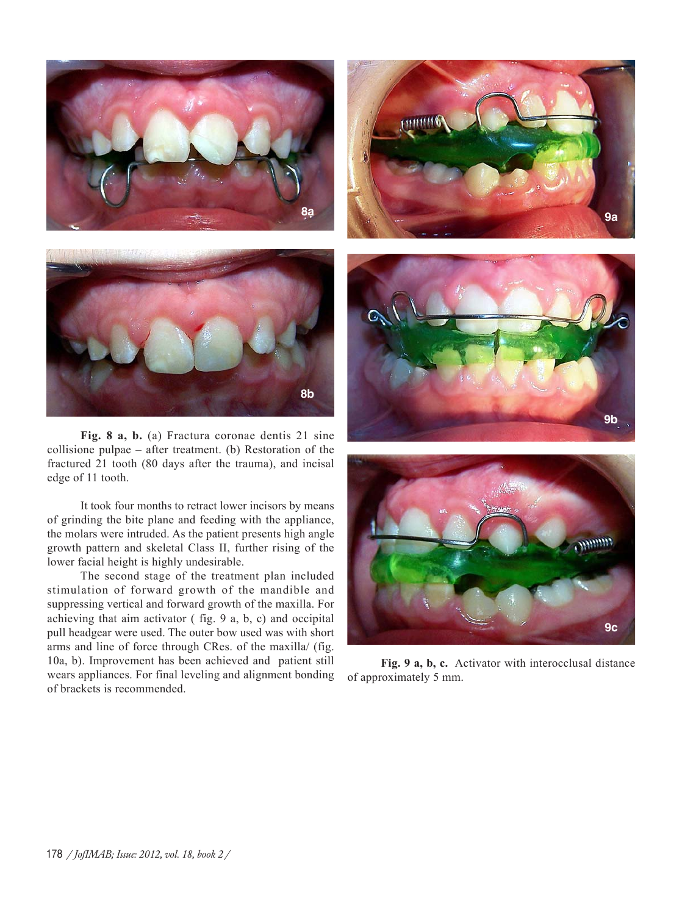**Fig. 8 a, b.** (a) Fractura coronae dentis 21 sine collisione pulpae – after treatment. (b) Restoration of the fractured 21 tooth (80 days after the trauma), and incisal edge of 11 tooth.

It took four months to retract lower incisors by means of grinding the bite plane and feeding with the appliance, the molars were intruded. As the patient presents high angle growth pattern and skeletal Class II, further rising of the lower facial height is highly undesirable.

The second stage of the treatment plan included stimulation of forward growth of the mandible and suppressing vertical and forward growth of the maxilla. For achieving that aim activator ( fig. 9 a, b, c) and occipital pull headgear were used. The outer bow used was with short arms and line of force through CRes. of the maxilla/ (fig. 10a, b). Improvement has been achieved and patient still wears appliances. For final leveling and alignment bonding of brackets is recommended.

**Fig. 9 a, b, c.** Activator with interocclusal distance of approximately 5 mm.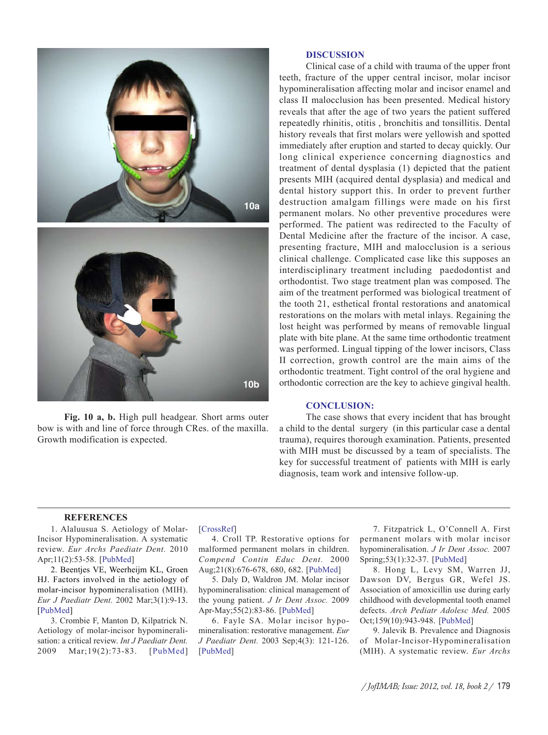Fig. 10 a, b. High pull headgear. Short arms outer bow is with and line of force through CRes. of the maxilla. Growth modification is expected.

## DISCUSSION

Clinical case of a child with trauma of the upper front teeth, fracture of the upper central incisor, molar incisor hypomineralisation affecting molar and incisor enamel and class II malocclusion has been presented. Medical history reveals that after the age of two years the patient suffered repeatedly rhinitis, otitis , bronchitis and tonsillitis. Dental history reveals that first molars were yellowish and spotted immediately after eruption and started to decay quickly. Our long clinical experience concerning diagnostics and treatment of dental dysplasia (1) depicted that the patient presents MIH (acquired dental dysplasia) and medical and dental history support this. In order to prevent further destruction amalgam fillings were made on his first permanent molars. No other preventive procedures were performed. The patient was redirected to the Faculty of Dental Medicine after the fracture of the incisor. A case, presenting fracture, MIH and malocclusion is a serious clinical challenge. Complicated case like this supposes an interdisciplinary treatment including paedodontist and orthodontist. Two stage treatment plan was composed. The aim of the treatment performed was biological treatment of the tooth 21, esthetical frontal restorations and anatomical restorations on the molars with metal inlays. Regaining the lost height was performed by means of removable lingual plate with bite plane. At the same time orthodontic treatment was performed. Lingual tipping of the lower incisors, Class II correction, growth control are the main aims of the orthodontic treatment. Tight control of the oral hygiene and orthodontic correction are the key to achieve gingival health.

## CONCLUSION:

The case shows that every incident that has brought a child to the dental surgery (in this particular case a dental trauma), requires thorough examination. Patients, presented with MIH must be discussed by a team of specialists. The key for successful treatment of patients with MIH is early diagnosis, team work and intensive follow-up.

### REFERENCES

1. Alaluusua S. Aetiology of Molar-Incisor Hypomineralisation. A systematic review. *Eur Archs Paediatr Dent.* 2010 Apr;11(2):53-58. [PubMed]

2. Beentjes VE, Weerheijm KL, Groen HJ. Factors involved in the aetiology of molar-incisor hypomineralisation (MIH). *Eur J Paediatr Dent.* 2002 Mar;3(1):9-13. [PubMed]

3. Crombie F, Manton D, Kilpatrick N. Aetiology of molar-incisor hypomineralisation: a critical review. *Int J Paediatr Dent.* 2009 Mar;19(2):73-83. [PubMed] [CrossRef]

4. Croll TP. Restorative options for malformed permanent molars in children. *Compend Contin Educ Dent.* 2000 Aug;21(8):676-678, 680, 682. [PubMed]

5. Daly D, Waldron JM. Molar incisor hypomineralisation: clinical management of the young patient. *J Ir Dent Assoc.* 2009 Apr-May;55(2):83-86. [PubMed]

6. Fayle SA. Molar incisor hypomineralisation: restorative management. *Eur J Paediatr Dent.* 2003 Sep;4(3): 121-126. [PubMed]

7. Fitzpatrick L, O'Connell A. First permanent molars with molar incisor hypomineralisation. *J Ir Dent Assoc.* 2007 Spring;53(1):32-37. [PubMed]

8. Hong L, Levy SM, Warren JJ, Dawson DV, Bergus GR, Wefel JS. Association of amoxicillin use during early childhood with developmental tooth enamel defects. *Arch Pediatr Adolesc Med.* 2005 Oct;159(10):943-948. [PubMed]

9. Jalevik B. Prevalence and Diagnosis of Molar-Incisor-Hypomineralisation (MIH). A systematic review. *Eur Archs*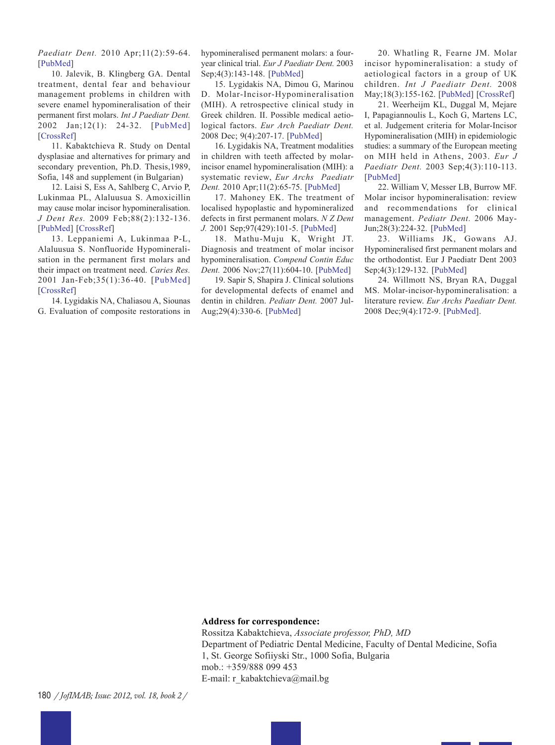*Paediatr Dent.* 2010 Apr;11(2):59-64. [PubMed]

10. Jalevik, B. Klingberg GA. Dental treatment, dental fear and behaviour management problems in children with severe enamel hypomineralisation of their permanent first molars. *Int J Paediatr Dent.* 2002 Jan;12(1): 24-32. [PubMed] [CrossRef]

11. Kabaktchieva R. Study on Dental dysplasiae and alternatives for primary and secondary prevention, Ph.D. Thesis,1989, Sofia, 148 and supplement (in Bulgarian)

12. Laisi S, Ess A, Sahlberg C, Arvio P, Lukinmaa PL, Alaluusua S. Amoxicillin may cause molar incisor hypomineralisation. *J Dent Res.* 2009 Feb;88(2):132-136. [PubMed] [CrossRef]

13. Leppaniemi A, Lukinmaa P-L, Alaluusua S. Nonfluoride Hypomineralisation in the permanent first molars and their impact on treatment need. *Caries Res.* 2001 Jan-Feb;35(1):36-40. [PubMed] [CrossRef]

14. Lygidakis NA, Chaliasou A, Siounas G. Evaluation of composite restorations in hypomineralised permanent molars: a four-year clinical trial. *Eur J Paediatr Dent.* 2003 Sep;4(3):143-148. [PubMed]

15. Lygidakis NA, Dimou G, Marinou D. Molar-Incisor-Hypomineralisation (MIH). A retrospective clinical study in Greek children. II. Possible medical aetiological factors. *Eur Arch Paediatr Dent.* 2008 Dec; 9(4):207-17. [PubMed]

16. Lygidakis NA, Treatment modalities in children with teeth affected by molar-incisor enamel hypomineralisation (MIH): a systematic review, *Eur Archs Paediatr Dent.* 2010 Apr;11(2):65-75. [PubMed]

17. Mahoney EK. The treatment of localised hypoplastic and hypomineralized defects in first permanent molars. *N Z Dent J.* 2001 Sep;97(429):101-5. [PubMed]

18. Mathu-Muju K, Wright JT. Diagnosis and treatment of molar incisor hypomineralisation. *Compend Contin Educ Dent.* 2006 Nov;27(11):604-10. [PubMed]

19. Sapir S, Shapira J. Clinical solutions for developmental defects of enamel and dentin in children. *Pediatr Dent.* 2007 Jul-Aug;29(4):330-6. [PubMed]

20. Whatling R, Fearne JM. Molar incisor hypomineralisation: a study of aetiological factors in a group of UK children. *Int J Paediatr Dent.* 2008 May;18(3):155-162. [PubMed] [CrossRef]

21. Weerheijm KL, Duggal M, Mejare I, Papagiannoulis L, Koch G, Martens LC, et al. Judgement criteria for Molar-Incisor Hypomineralisation (MIH) in epidemiologic studies: a summary of the European meeting on MIH held in Athens, 2003. *Eur J Paediatr Dent.* 2003 Sep;4(3):110-113. [PubMed]

22. William V, Messer LB, Burrow MF. Molar incisor hypomineralisation: review and recommendations for clinical management. *Pediatr Dent.* 2006 May-Jun;28(3):224-32. [PubMed]

23. Williams JK, Gowans AJ. Hypomineralised first permanent molars and the orthodontist. Eur J Paediatr Dent 2003 Sep;4(3):129-132. [PubMed]

24. Willmott NS, Bryan RA, Duggal MS. Molar-incisor-hypomineralisation: a literature review. *Eur Archs Paediatr Dent.* 2008 Dec;9(4):172-9. [PubMed].

**Address for correspondence:**
Rossitza Kabaktchieva, *Associate professor, PhD, MD*
Department of Pediatric Dental Medicine, Faculty of Dental Medicine, Sofia
1, St. George Sofiiyski Str., 1000 Sofia, Bulgaria
mob.: +359/888 099 453
E-mail: r_kabaktchieva@mail.bg